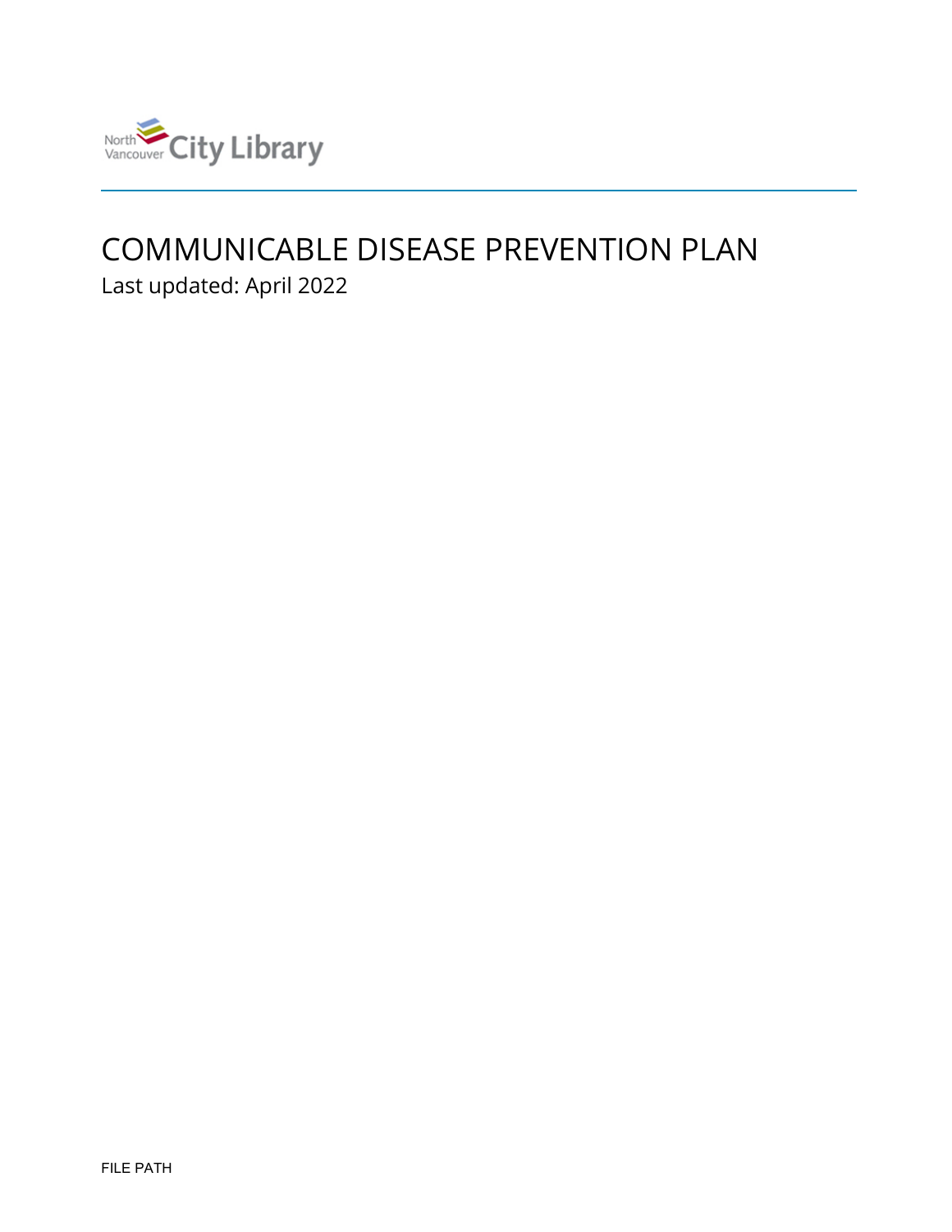North Vancouver City Library

# COMMUNICABLE DISEASE PREVENTION PLAN

Last updated: April 2022

FILE PATH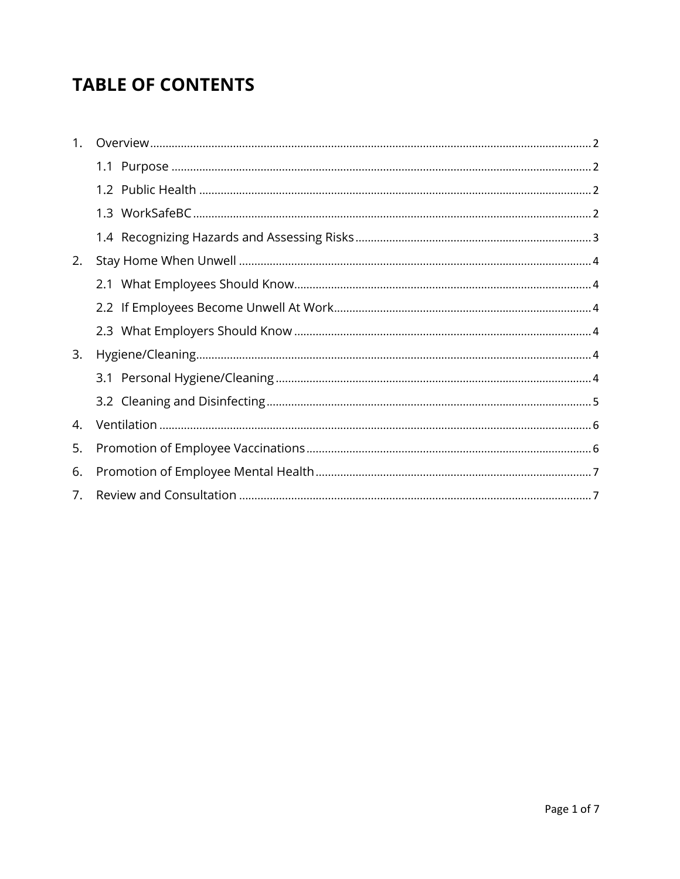# TABLE OF CONTENTS

1. Overview ..... 2
   - 1.1 Purpose ..... 2
   - 1.2 Public Health ..... 2
   - 1.3 WorkSafeBC ..... 2
   - 1.4 Recognizing Hazards and Assessing Risks ..... 3
2. Stay Home When Unwell ..... 4
   - 2.1 What Employees Should Know ..... 4
   - 2.2 If Employees Become Unwell At Work ..... 4
   - 2.3 What Employers Should Know ..... 4
3. Hygiene/Cleaning ..... 4
   - 3.1 Personal Hygiene/Cleaning ..... 4
   - 3.2 Cleaning and Disinfecting ..... 5
4. Ventilation ..... 6
5. Promotion of Employee Vaccinations ..... 6
6. Promotion of Employee Mental Health ..... 7
7. Review and Consultation ..... 7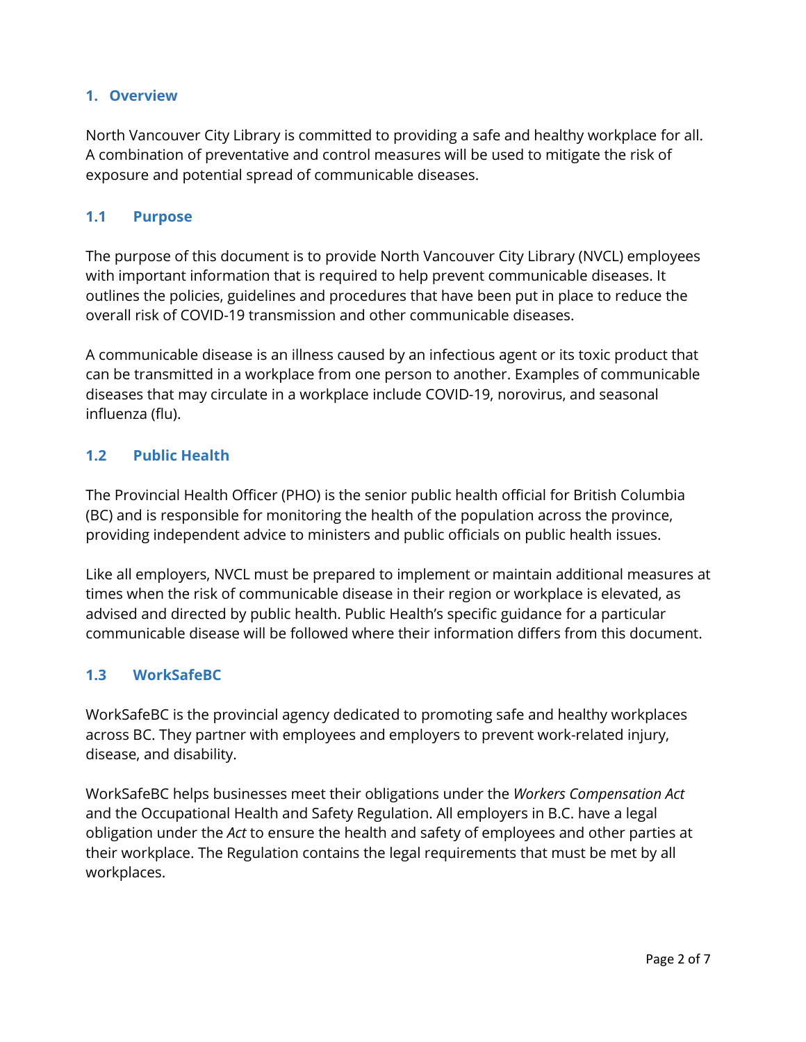## 1. Overview

North Vancouver City Library is committed to providing a safe and healthy workplace for all. A combination of preventative and control measures will be used to mitigate the risk of exposure and potential spread of communicable diseases.

### 1.1 Purpose

The purpose of this document is to provide North Vancouver City Library (NVCL) employees with important information that is required to help prevent communicable diseases. It outlines the policies, guidelines and procedures that have been put in place to reduce the overall risk of COVID-19 transmission and other communicable diseases.

A communicable disease is an illness caused by an infectious agent or its toxic product that can be transmitted in a workplace from one person to another. Examples of communicable diseases that may circulate in a workplace include COVID-19, norovirus, and seasonal influenza (flu).

### 1.2 Public Health

The Provincial Health Officer (PHO) is the senior public health official for British Columbia (BC) and is responsible for monitoring the health of the population across the province, providing independent advice to ministers and public officials on public health issues.

Like all employers, NVCL must be prepared to implement or maintain additional measures at times when the risk of communicable disease in their region or workplace is elevated, as advised and directed by public health. Public Health's specific guidance for a particular communicable disease will be followed where their information differs from this document.

### 1.3 WorkSafeBC

WorkSafeBC is the provincial agency dedicated to promoting safe and healthy workplaces across BC. They partner with employees and employers to prevent work-related injury, disease, and disability.

WorkSafeBC helps businesses meet their obligations under the *Workers Compensation Act* and the Occupational Health and Safety Regulation. All employers in B.C. have a legal obligation under the *Act* to ensure the health and safety of employees and other parties at their workplace. The Regulation contains the legal requirements that must be met by all workplaces.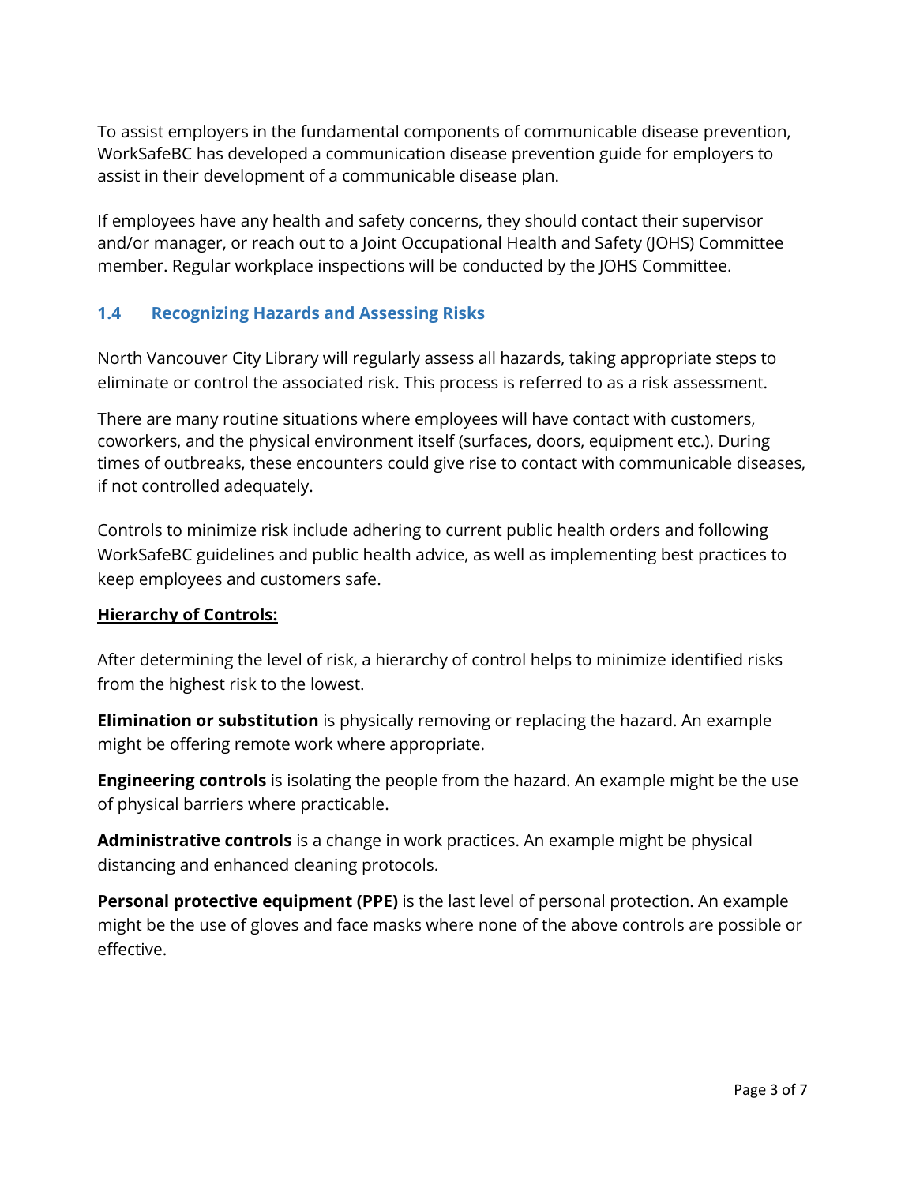To assist employers in the fundamental components of communicable disease prevention, WorkSafeBC has developed a communication disease prevention guide for employers to assist in their development of a communicable disease plan.

If employees have any health and safety concerns, they should contact their supervisor and/or manager, or reach out to a Joint Occupational Health and Safety (JOHS) Committee member. Regular workplace inspections will be conducted by the JOHS Committee.

### 1.4 Recognizing Hazards and Assessing Risks

North Vancouver City Library will regularly assess all hazards, taking appropriate steps to eliminate or control the associated risk. This process is referred to as a risk assessment.

There are many routine situations where employees will have contact with customers, coworkers, and the physical environment itself (surfaces, doors, equipment etc.). During times of outbreaks, these encounters could give rise to contact with communicable diseases, if not controlled adequately.

Controls to minimize risk include adhering to current public health orders and following WorkSafeBC guidelines and public health advice, as well as implementing best practices to keep employees and customers safe.

**Hierarchy of Controls:**

After determining the level of risk, a hierarchy of control helps to minimize identified risks from the highest risk to the lowest.

**Elimination or substitution** is physically removing or replacing the hazard. An example might be offering remote work where appropriate.

**Engineering controls** is isolating the people from the hazard. An example might be the use of physical barriers where practicable.

**Administrative controls** is a change in work practices. An example might be physical distancing and enhanced cleaning protocols.

**Personal protective equipment (PPE)** is the last level of personal protection. An example might be the use of gloves and face masks where none of the above controls are possible or effective.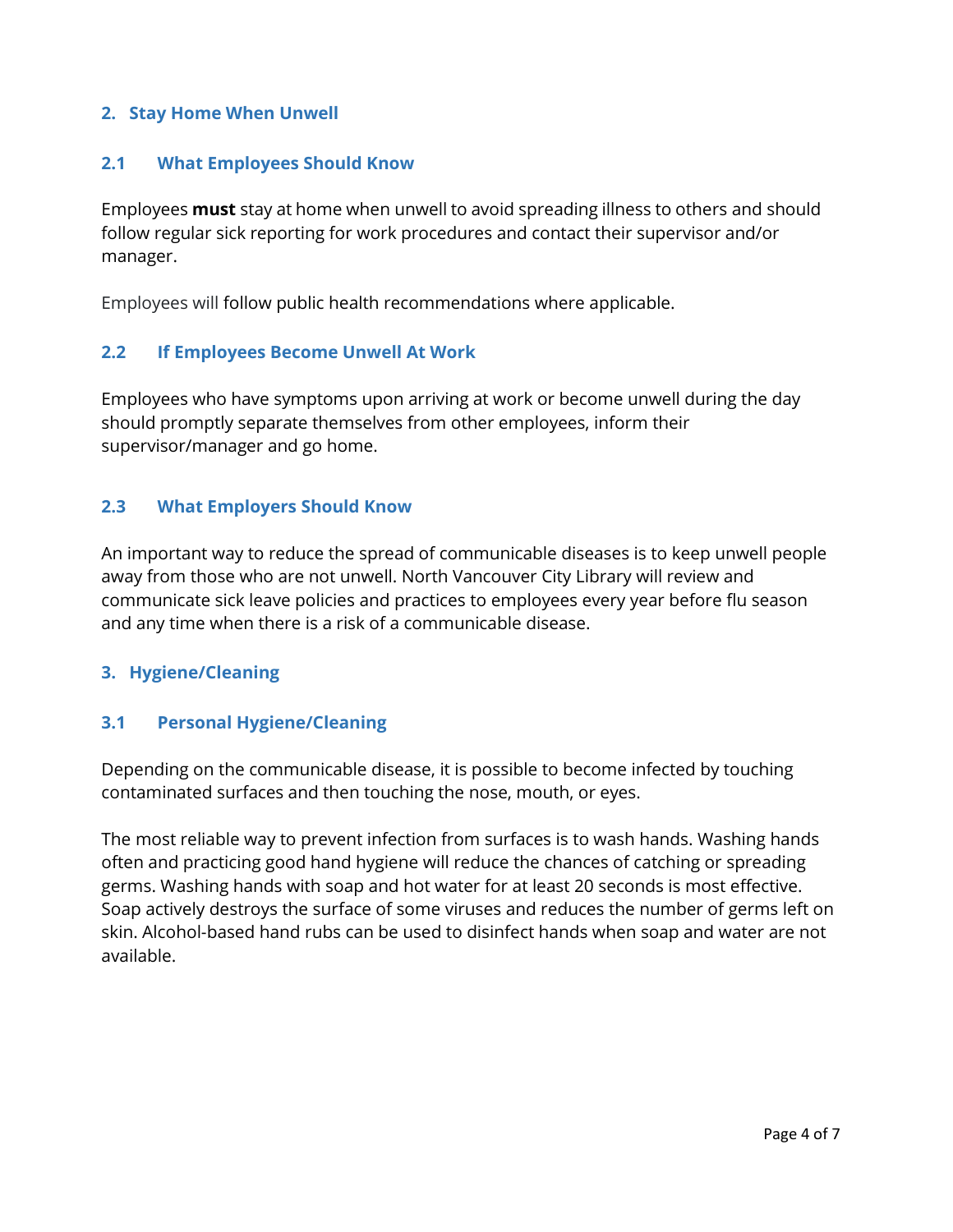## 2. Stay Home When Unwell

### 2.1 What Employees Should Know

Employees **must** stay at home when unwell to avoid spreading illness to others and should follow regular sick reporting for work procedures and contact their supervisor and/or manager.

Employees will follow public health recommendations where applicable.

### 2.2 If Employees Become Unwell At Work

Employees who have symptoms upon arriving at work or become unwell during the day should promptly separate themselves from other employees, inform their supervisor/manager and go home.

### 2.3 What Employers Should Know

An important way to reduce the spread of communicable diseases is to keep unwell people away from those who are not unwell. North Vancouver City Library will review and communicate sick leave policies and practices to employees every year before flu season and any time when there is a risk of a communicable disease.

## 3. Hygiene/Cleaning

### 3.1 Personal Hygiene/Cleaning

Depending on the communicable disease, it is possible to become infected by touching contaminated surfaces and then touching the nose, mouth, or eyes.

The most reliable way to prevent infection from surfaces is to wash hands. Washing hands often and practicing good hand hygiene will reduce the chances of catching or spreading germs. Washing hands with soap and hot water for at least 20 seconds is most effective. Soap actively destroys the surface of some viruses and reduces the number of germs left on skin. Alcohol-based hand rubs can be used to disinfect hands when soap and water are not available.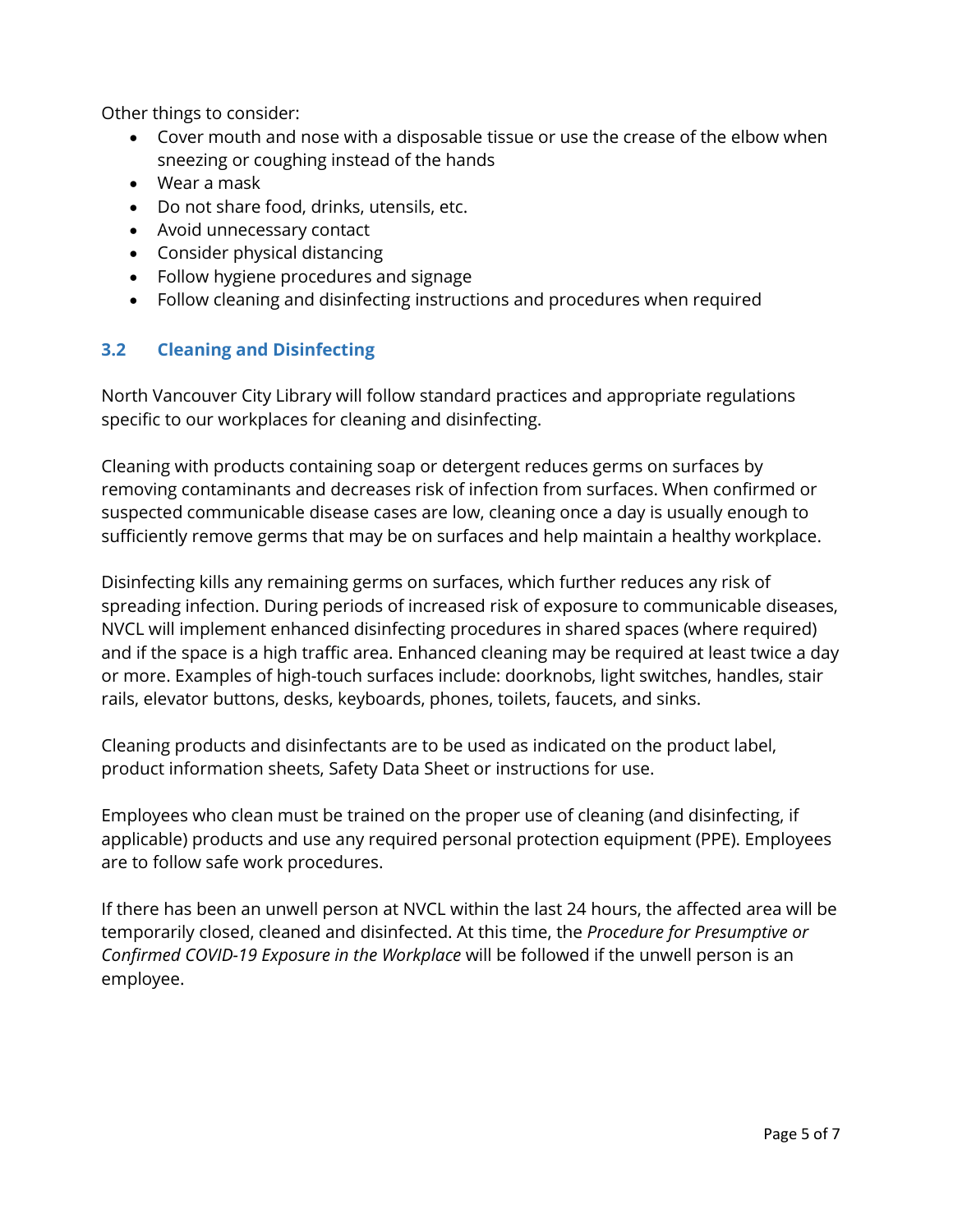Other things to consider:

- Cover mouth and nose with a disposable tissue or use the crease of the elbow when sneezing or coughing instead of the hands
- Wear a mask
- Do not share food, drinks, utensils, etc.
- Avoid unnecessary contact
- Consider physical distancing
- Follow hygiene procedures and signage
- Follow cleaning and disinfecting instructions and procedures when required

### 3.2 Cleaning and Disinfecting

North Vancouver City Library will follow standard practices and appropriate regulations specific to our workplaces for cleaning and disinfecting.

Cleaning with products containing soap or detergent reduces germs on surfaces by removing contaminants and decreases risk of infection from surfaces. When confirmed or suspected communicable disease cases are low, cleaning once a day is usually enough to sufficiently remove germs that may be on surfaces and help maintain a healthy workplace.

Disinfecting kills any remaining germs on surfaces, which further reduces any risk of spreading infection. During periods of increased risk of exposure to communicable diseases, NVCL will implement enhanced disinfecting procedures in shared spaces (where required) and if the space is a high traffic area. Enhanced cleaning may be required at least twice a day or more. Examples of high-touch surfaces include: doorknobs, light switches, handles, stair rails, elevator buttons, desks, keyboards, phones, toilets, faucets, and sinks.

Cleaning products and disinfectants are to be used as indicated on the product label, product information sheets, Safety Data Sheet or instructions for use.

Employees who clean must be trained on the proper use of cleaning (and disinfecting, if applicable) products and use any required personal protection equipment (PPE). Employees are to follow safe work procedures.

If there has been an unwell person at NVCL within the last 24 hours, the affected area will be temporarily closed, cleaned and disinfected. At this time, the *Procedure for Presumptive or Confirmed COVID-19 Exposure in the Workplace* will be followed if the unwell person is an employee.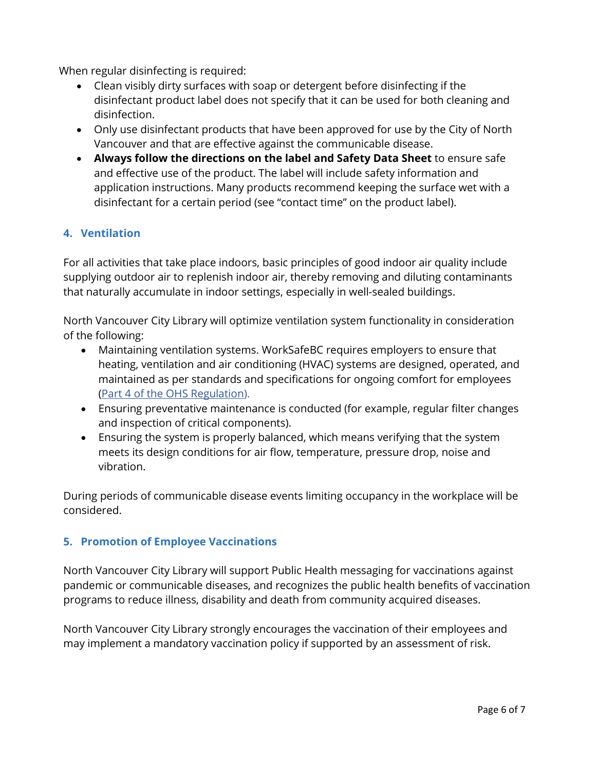When regular disinfecting is required:

- Clean visibly dirty surfaces with soap or detergent before disinfecting if the disinfectant product label does not specify that it can be used for both cleaning and disinfection.
- Only use disinfectant products that have been approved for use by the City of North Vancouver and that are effective against the communicable disease.
- **Always follow the directions on the label and Safety Data Sheet** to ensure safe and effective use of the product. The label will include safety information and application instructions. Many products recommend keeping the surface wet with a disinfectant for a certain period (see "contact time" on the product label).

## 4. Ventilation

For all activities that take place indoors, basic principles of good indoor air quality include supplying outdoor air to replenish indoor air, thereby removing and diluting contaminants that naturally accumulate in indoor settings, especially in well-sealed buildings.

North Vancouver City Library will optimize ventilation system functionality in consideration of the following:

- Maintaining ventilation systems. WorkSafeBC requires employers to ensure that heating, ventilation and air conditioning (HVAC) systems are designed, operated, and maintained as per standards and specifications for ongoing comfort for employees (Part 4 of the OHS Regulation).
- Ensuring preventative maintenance is conducted (for example, regular filter changes and inspection of critical components).
- Ensuring the system is properly balanced, which means verifying that the system meets its design conditions for air flow, temperature, pressure drop, noise and vibration.

During periods of communicable disease events limiting occupancy in the workplace will be considered.

## 5. Promotion of Employee Vaccinations

North Vancouver City Library will support Public Health messaging for vaccinations against pandemic or communicable diseases, and recognizes the public health benefits of vaccination programs to reduce illness, disability and death from community acquired diseases.

North Vancouver City Library strongly encourages the vaccination of their employees and may implement a mandatory vaccination policy if supported by an assessment of risk.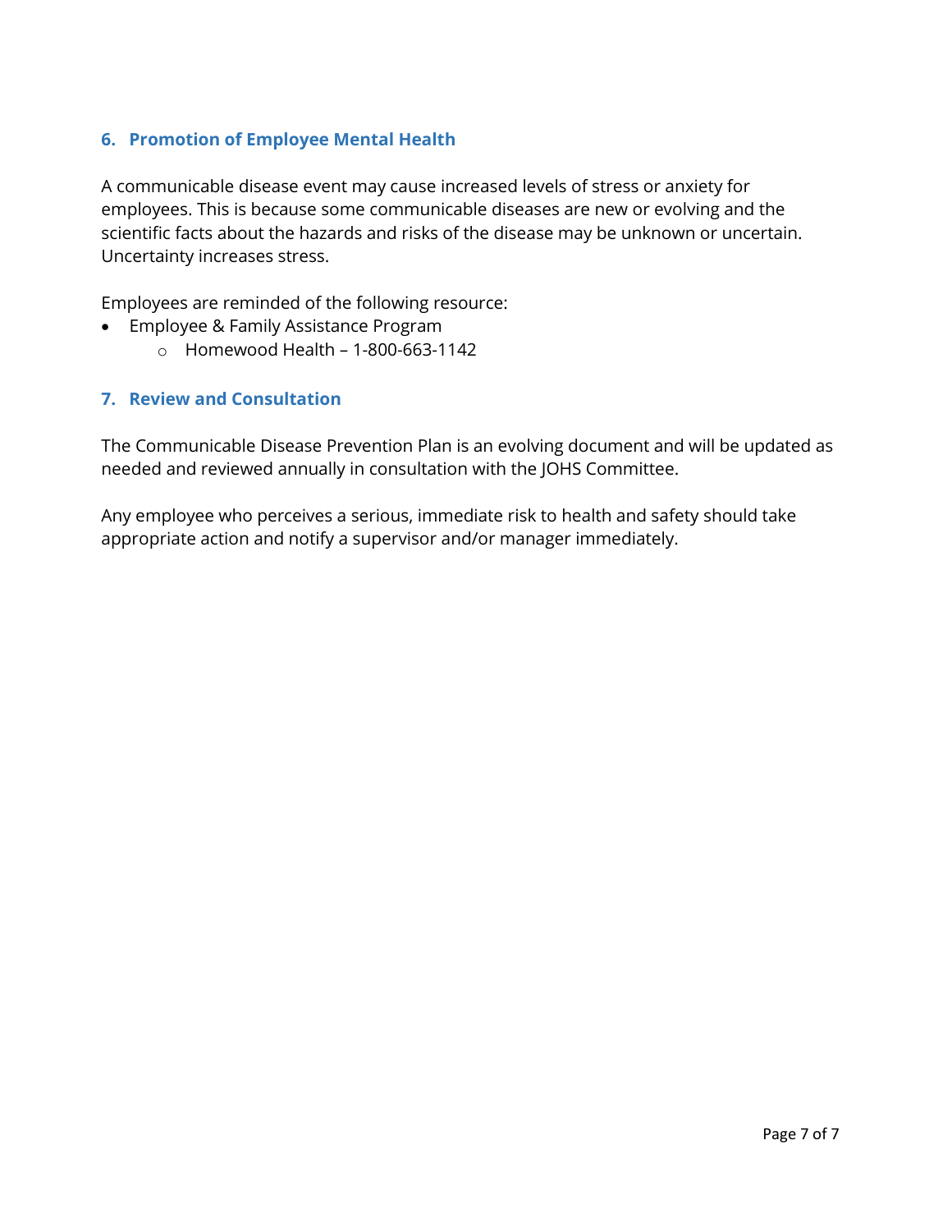## 6. Promotion of Employee Mental Health

A communicable disease event may cause increased levels of stress or anxiety for employees. This is because some communicable diseases are new or evolving and the scientific facts about the hazards and risks of the disease may be unknown or uncertain. Uncertainty increases stress.

Employees are reminded of the following resource:

- Employee & Family Assistance Program
  - Homewood Health – 1-800-663-1142

## 7. Review and Consultation

The Communicable Disease Prevention Plan is an evolving document and will be updated as needed and reviewed annually in consultation with the JOHS Committee.

Any employee who perceives a serious, immediate risk to health and safety should take appropriate action and notify a supervisor and/or manager immediately.